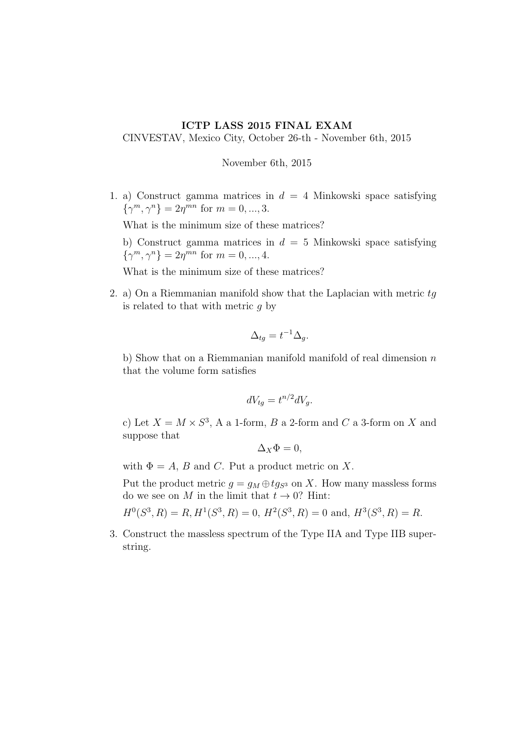**ICTP LASS 2015 FINAL EXAM**

CINVESTAV, Mexico City, October 26-th - November 6th, 2015

November 6th, 2015

1. a) Construct gamma matrices in $d = 4$ Minkowski space satisfying $\{\gamma^m, \gamma^n\} = 2\eta^{mn}$ for $m = 0, ..., 3$.

   What is the minimum size of these matrices?

   b) Construct gamma matrices in $d = 5$ Minkowski space satisfying $\{\gamma^m, \gamma^n\} = 2\eta^{mn}$ for $m = 0, ..., 4$.

   What is the minimum size of these matrices?

2. a) On a Riemmanian manifold show that the Laplacian with metric $tg$ is related to that with metric $g$ by

$$\Delta_{tg} = t^{-1}\Delta_g.$$

   b) Show that on a Riemmanian manifold manifold of real dimension $n$ that the volume form satisfies

$$dV_{tg} = t^{n/2}dV_g.$$

   c) Let $X = M \times S^3$, A a 1-form, $B$ a 2-form and $C$ a 3-form on $X$ and suppose that

$$\Delta_X \Phi = 0,$$

   with $\Phi = A$, $B$ and $C$. Put a product metric on $X$.

   Put the product metric $g = g_M \oplus t g_{S^3}$ on $X$. How many massless forms do we see on $M$ in the limit that $t \to 0$? Hint:

   $H^0(S^3, R) = R, H^1(S^3, R) = 0$, $H^2(S^3, R) = 0$ and, $H^3(S^3, R) = R$.

3. Construct the massless spectrum of the Type IIA and Type IIB superstring.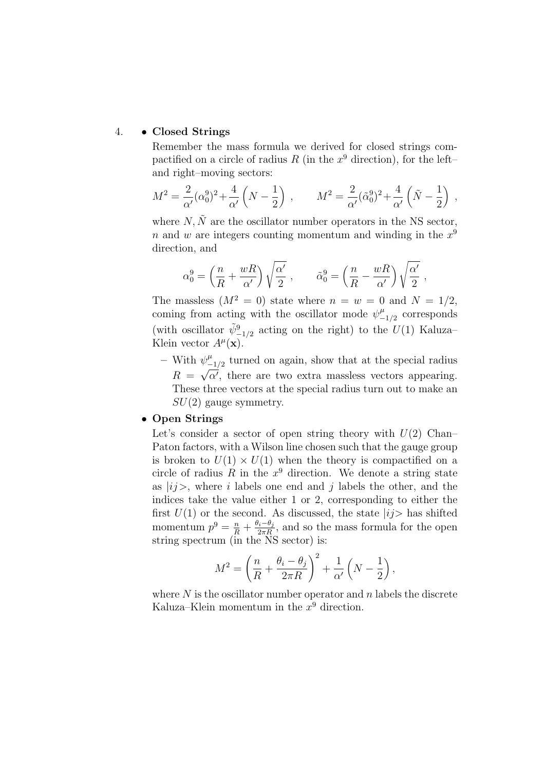4. 
- **Closed Strings**

  Remember the mass formula we derived for closed strings compactified on a circle of radius $R$ (in the $x^9$ direction), for the left– and right–moving sectors:

  $$M^2 = \frac{2}{\alpha'}(\alpha_0^9)^2 + \frac{4}{\alpha'}\left(N - \frac{1}{2}\right) , \qquad M^2 = \frac{2}{\alpha'}(\tilde{\alpha}_0^9)^2 + \frac{4}{\alpha'}\left(\tilde{N} - \frac{1}{2}\right) ,$$

  where $N, \tilde{N}$ are the oscillator number operators in the NS sector, $n$ and $w$ are integers counting momentum and winding in the $x^9$ direction, and

  $$\alpha_0^9 = \left(\frac{n}{R} + \frac{wR}{\alpha'}\right)\sqrt{\frac{\alpha'}{2}} , \qquad \tilde{\alpha}_0^9 = \left(\frac{n}{R} - \frac{wR}{\alpha'}\right)\sqrt{\frac{\alpha'}{2}} ,$$

  The massless ($M^2 = 0$) state where $n = w = 0$ and $N = 1/2$, coming from acting with the oscillator mode $\psi^\mu_{-1/2}$ corresponds (with oscillator $\tilde{\psi}^9_{-1/2}$ acting on the right) to the $U(1)$ Kaluza–Klein vector $A^\mu(\mathbf{x})$.

  – With $\psi^\mu_{-1/2}$ turned on again, show that at the special radius $R = \sqrt{\alpha'}$, there are two extra massless vectors appearing. These three vectors at the special radius turn out to make an $SU(2)$ gauge symmetry.

- **Open Strings**

  Let's consider a sector of open string theory with $U(2)$ Chan–Paton factors, with a Wilson line chosen such that the gauge group is broken to $U(1) \times U(1)$ when the theory is compactified on a circle of radius $R$ in the $x^9$ direction. We denote a string state as $|ij\rangle$, where $i$ labels one end and $j$ labels the other, and the indices take the value either 1 or 2, corresponding to either the first $U(1)$ or the second. As discussed, the state $|ij\rangle$ has shifted momentum $p^9 = \frac{n}{R} + \frac{\theta_i - \theta_j}{2\pi R}$, and so the mass formula for the open string spectrum (in the NS sector) is:

  $$M^2 = \left(\frac{n}{R} + \frac{\theta_i - \theta_j}{2\pi R}\right)^2 + \frac{1}{\alpha'}\left(N - \frac{1}{2}\right),$$

  where $N$ is the oscillator number operator and $n$ labels the discrete Kaluza–Klein momentum in the $x^9$ direction.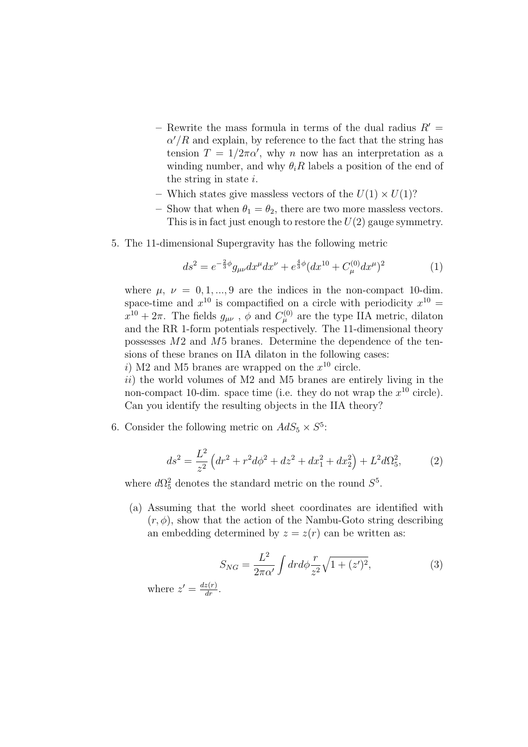- Rewrite the mass formula in terms of the dual radius $R' = \alpha'/R$ and explain, by reference to the fact that the string has tension $T = 1/2\pi\alpha'$, why $n$ now has an interpretation as a winding number, and why $\theta_i R$ labels a position of the end of the string in state $i$.
- Which states give massless vectors of the $U(1) \times U(1)$?
- Show that when $\theta_1 = \theta_2$, there are two more massless vectors. This is in fact just enough to restore the $U(2)$ gauge symmetry.

5. The 11-dimensional Supergravity has the following metric

$$ds^2 = e^{-\frac{2}{3}\phi} g_{\mu\nu} dx^\mu dx^\nu + e^{\frac{4}{3}\phi}(dx^{10} + C^{(0)}_\mu dx^\mu)^2 \tag{1}$$

where $\mu, \nu = 0, 1, ..., 9$ are the indices in the non-compact 10-dim. space-time and $x^{10}$ is compactified on a circle with periodicity $x^{10} = x^{10} + 2\pi$. The fields $g_{\mu\nu}$, $\phi$ and $C^{(0)}_\mu$ are the type IIA metric, dilaton and the RR 1-form potentials respectively. The 11-dimensional theory possesses $M2$ and $M5$ branes. Determine the dependence of the tensions of these branes on IIA dilaton in the following cases:
*i*) M2 and M5 branes are wrapped on the $x^{10}$ circle.
*ii*) the world volumes of M2 and M5 branes are entirely living in the non-compact 10-dim. space time (i.e. they do not wrap the $x^{10}$ circle). Can you identify the resulting objects in the IIA theory?

6. Consider the following metric on $AdS_5 \times S^5$:

$$ds^2 = \frac{L^2}{z^2}\left(dr^2 + r^2 d\phi^2 + dz^2 + dx_1^2 + dx_2^2\right) + L^2 d\Omega_5^2, \tag{2}$$

where $d\Omega_5^2$ denotes the standard metric on the round $S^5$.

(a) Assuming that the world sheet coordinates are identified with $(r, \phi)$, show that the action of the Nambu-Goto string describing an embedding determined by $z = z(r)$ can be written as:

$$S_{NG} = \frac{L^2}{2\pi\alpha'} \int dr d\phi \frac{r}{z^2}\sqrt{1 + (z')^2}, \tag{3}$$

where $z' = \frac{dz(r)}{dr}$.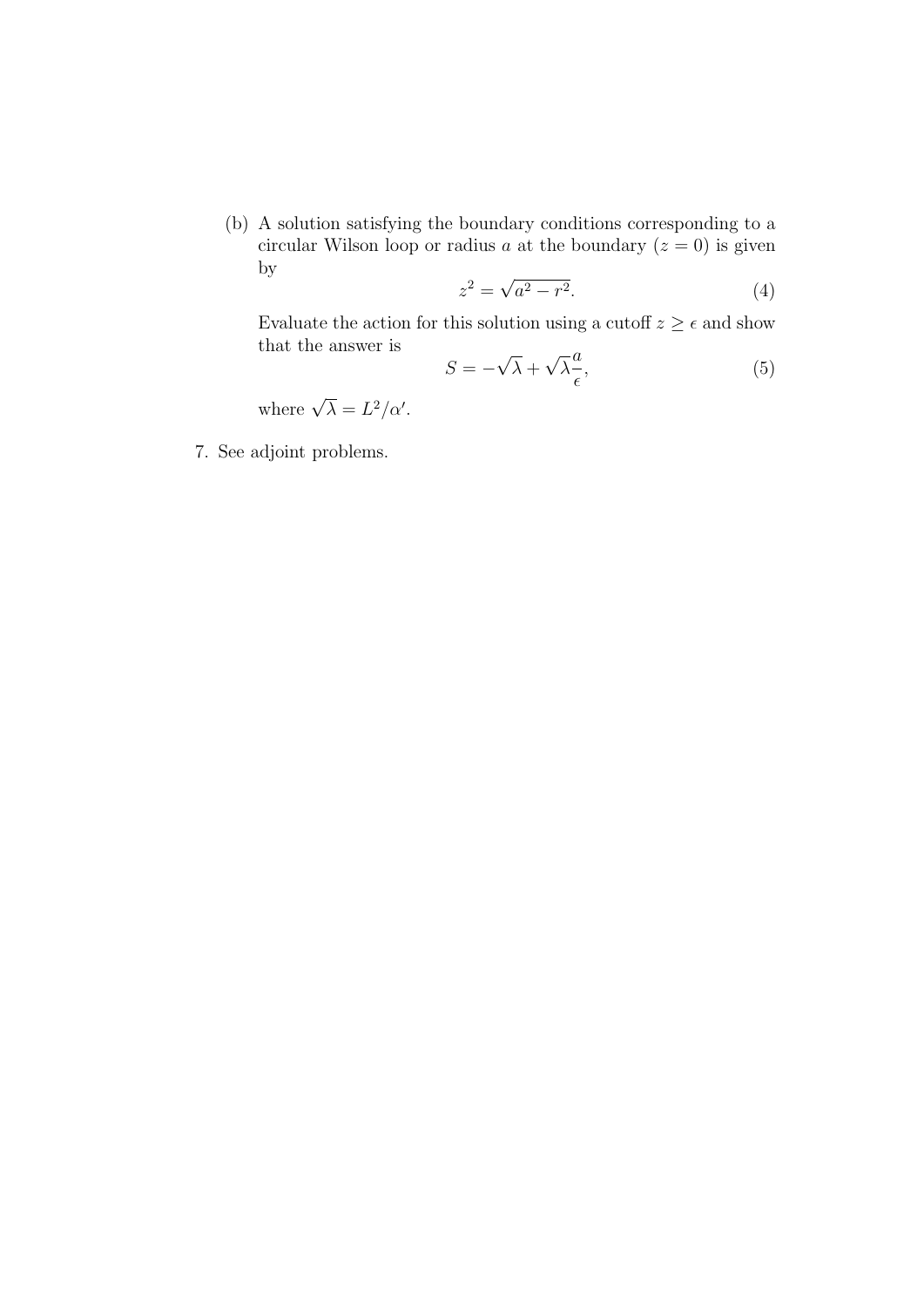(b) A solution satisfying the boundary conditions corresponding to a circular Wilson loop or radius $a$ at the boundary ($z = 0$) is given by

$$z^2 = \sqrt{a^2 - r^2}. \tag{4}$$

Evaluate the action for this solution using a cutoff $z \geq \epsilon$ and show that the answer is

$$S = -\sqrt{\lambda} + \sqrt{\lambda}\frac{a}{\epsilon}, \tag{5}$$

where $\sqrt{\lambda} = L^2/\alpha'$.

7. See adjoint problems.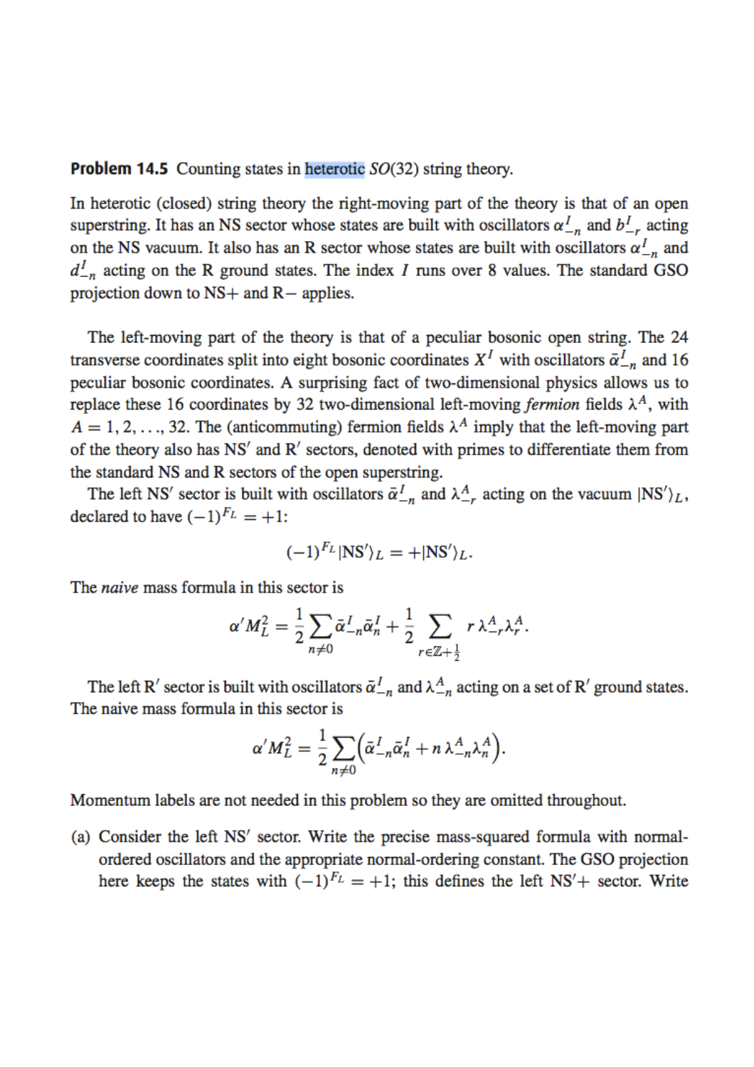**Problem 14.5** Counting states in heterotic $SO(32)$ string theory.

In heterotic (closed) string theory the right-moving part of the theory is that of an open superstring. It has an NS sector whose states are built with oscillators $\alpha^I_{-n}$ and $b^I_{-r}$ acting on the NS vacuum. It also has an R sector whose states are built with oscillators $\alpha^I_{-n}$ and $d^I_{-n}$ acting on the R ground states. The index $I$ runs over 8 values. The standard GSO projection down to NS+ and R− applies.

The left-moving part of the theory is that of a peculiar bosonic open string. The 24 transverse coordinates split into eight bosonic coordinates $X^I$ with oscillators $\bar{\alpha}^I_{-n}$ and 16 peculiar bosonic coordinates. A surprising fact of two-dimensional physics allows us to replace these 16 coordinates by 32 two-dimensional left-moving *fermion* fields $\lambda^A$, with $A = 1, 2, \ldots, 32$. The (anticommuting) fermion fields $\lambda^A$ imply that the left-moving part of the theory also has NS′ and R′ sectors, denoted with primes to differentiate them from the standard NS and R sectors of the open superstring.

The left NS′ sector is built with oscillators $\bar{\alpha}^I_{-n}$ and $\lambda^A_{-r}$ acting on the vacuum $|\mathrm{NS}'\rangle_L$, declared to have $(-1)^{F_L} = +1$:

$$(-1)^{F_L}|\mathrm{NS}'\rangle_L = +|\mathrm{NS}'\rangle_L.$$

The *naive* mass formula in this sector is

$$\alpha' M_L^2 = \frac{1}{2}\sum_{n \neq 0} \bar{\alpha}^I_{-n}\bar{\alpha}^I_n + \frac{1}{2}\sum_{r \in \mathbb{Z}+\frac{1}{2}} r\,\lambda^A_{-r}\lambda^A_r.$$

The left R′ sector is built with oscillators $\bar{\alpha}^I_{-n}$ and $\lambda^A_{-n}$ acting on a set of R′ ground states. The naive mass formula in this sector is

$$\alpha' M_L^2 = \frac{1}{2}\sum_{n \neq 0}\left(\bar{\alpha}^I_{-n}\bar{\alpha}^I_n + n\,\lambda^A_{-n}\lambda^A_n\right).$$

Momentum labels are not needed in this problem so they are omitted throughout.

(a) Consider the left NS′ sector. Write the precise mass-squared formula with normal-ordered oscillators and the appropriate normal-ordering constant. The GSO projection here keeps the states with $(-1)^{F_L} = +1$; this defines the left NS′+ sector. Write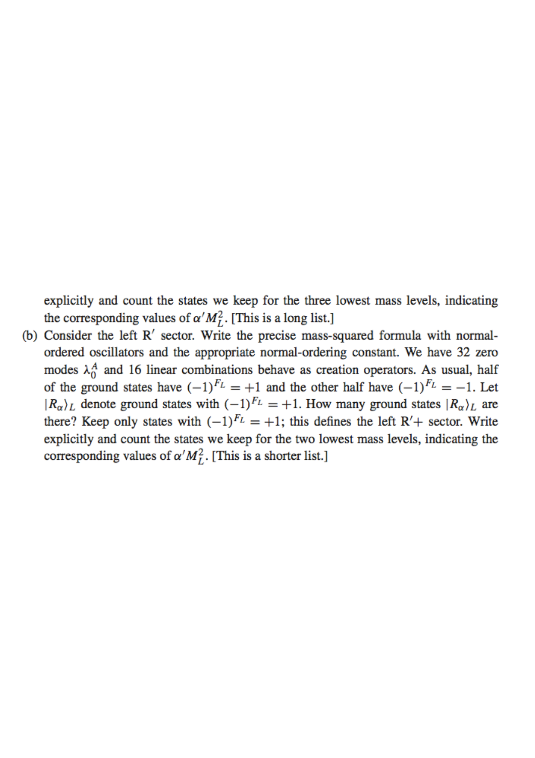explicitly and count the states we keep for the three lowest mass levels, indicating the corresponding values of $\alpha' M_L^2$. [This is a long list.]

(b) Consider the left R′ sector. Write the precise mass-squared formula with normal-ordered oscillators and the appropriate normal-ordering constant. We have 32 zero modes $\lambda_0^A$ and 16 linear combinations behave as creation operators. As usual, half of the ground states have $(-1)^{F_L} = +1$ and the other half have $(-1)^{F_L} = -1$. Let $|R_\alpha\rangle_L$ denote ground states with $(-1)^{F_L} = +1$. How many ground states $|R_\alpha\rangle_L$ are there? Keep only states with $(-1)^{F_L} = +1$; this defines the left R′+ sector. Write explicitly and count the states we keep for the two lowest mass levels, indicating the corresponding values of $\alpha' M_L^2$. [This is a shorter list.]